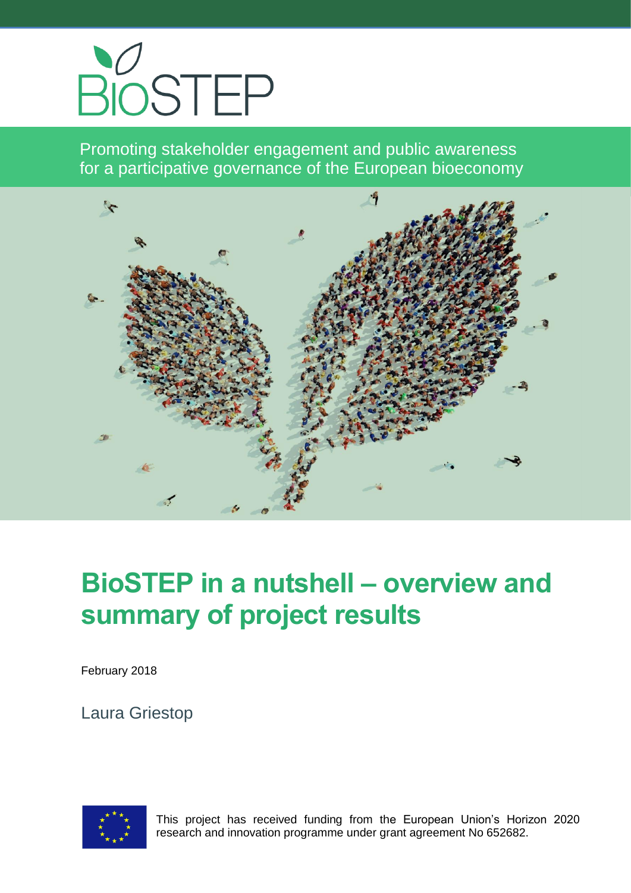BIOSTEP

Promoting stakeholder engagement and public awareness for a participative governance of the European bioeconomy

# BioSTEP in a nutshell – overview and summary of project results

February 2018

Laura Griestop

This project has received funding from the European Union's Horizon 2020 research and innovation programme under grant agreement No 652682.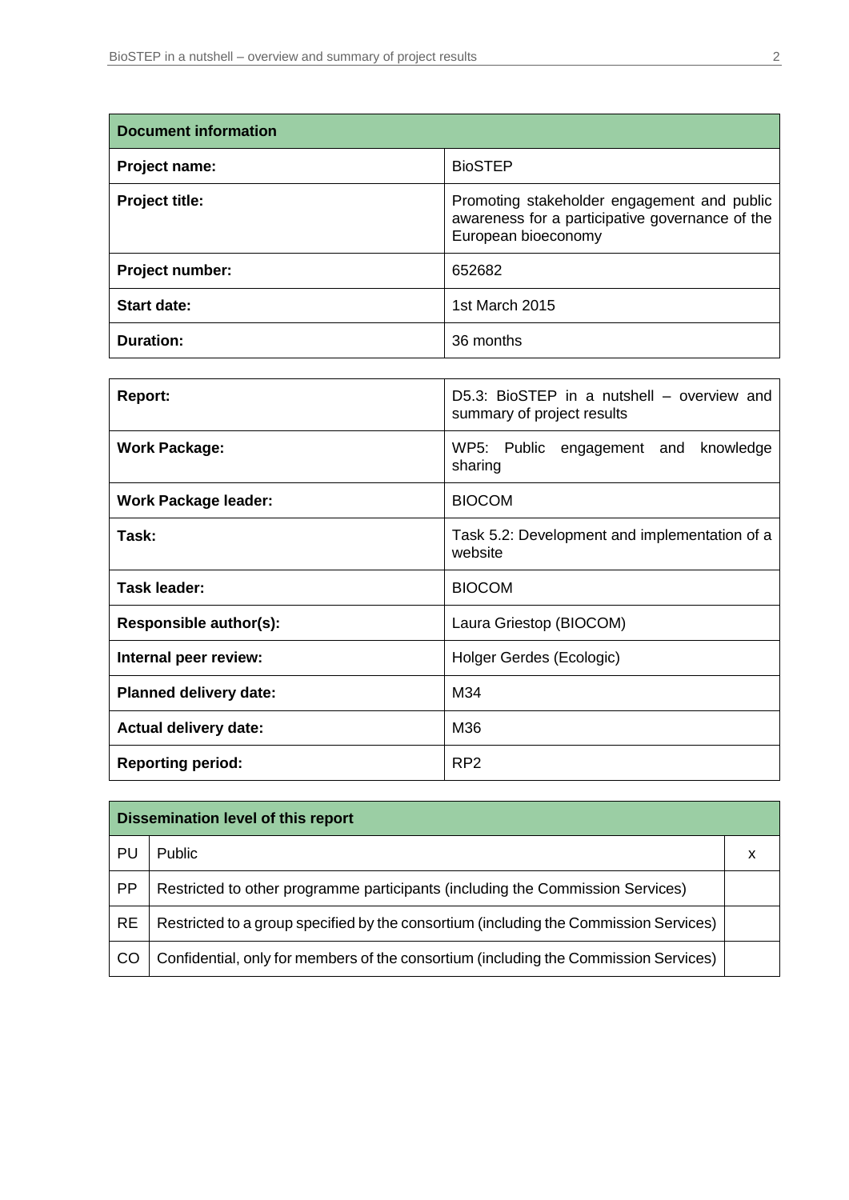| Document information | |
|---|---|
| **Project name:** | BioSTEP |
| **Project title:** | Promoting stakeholder engagement and public awareness for a participative governance of the European bioeconomy |
| **Project number:** | 652682 |
| **Start date:** | 1st March 2015 |
| **Duration:** | 36 months |

| | |
|---|---|
| **Report:** | D5.3: BioSTEP in a nutshell – overview and summary of project results |
| **Work Package:** | WP5: Public engagement and knowledge sharing |
| **Work Package leader:** | BIOCOM |
| **Task:** | Task 5.2: Development and implementation of a website |
| **Task leader:** | BIOCOM |
| **Responsible author(s):** | Laura Griestop (BIOCOM) |
| **Internal peer review:** | Holger Gerdes (Ecologic) |
| **Planned delivery date:** | M34 |
| **Actual delivery date:** | M36 |
| **Reporting period:** | RP2 |

| Dissemination level of this report | | |
|---|---|---|
| PU | Public | x |
| PP | Restricted to other programme participants (including the Commission Services) | |
| RE | Restricted to a group specified by the consortium (including the Commission Services) | |
| CO | Confidential, only for members of the consortium (including the Commission Services) | |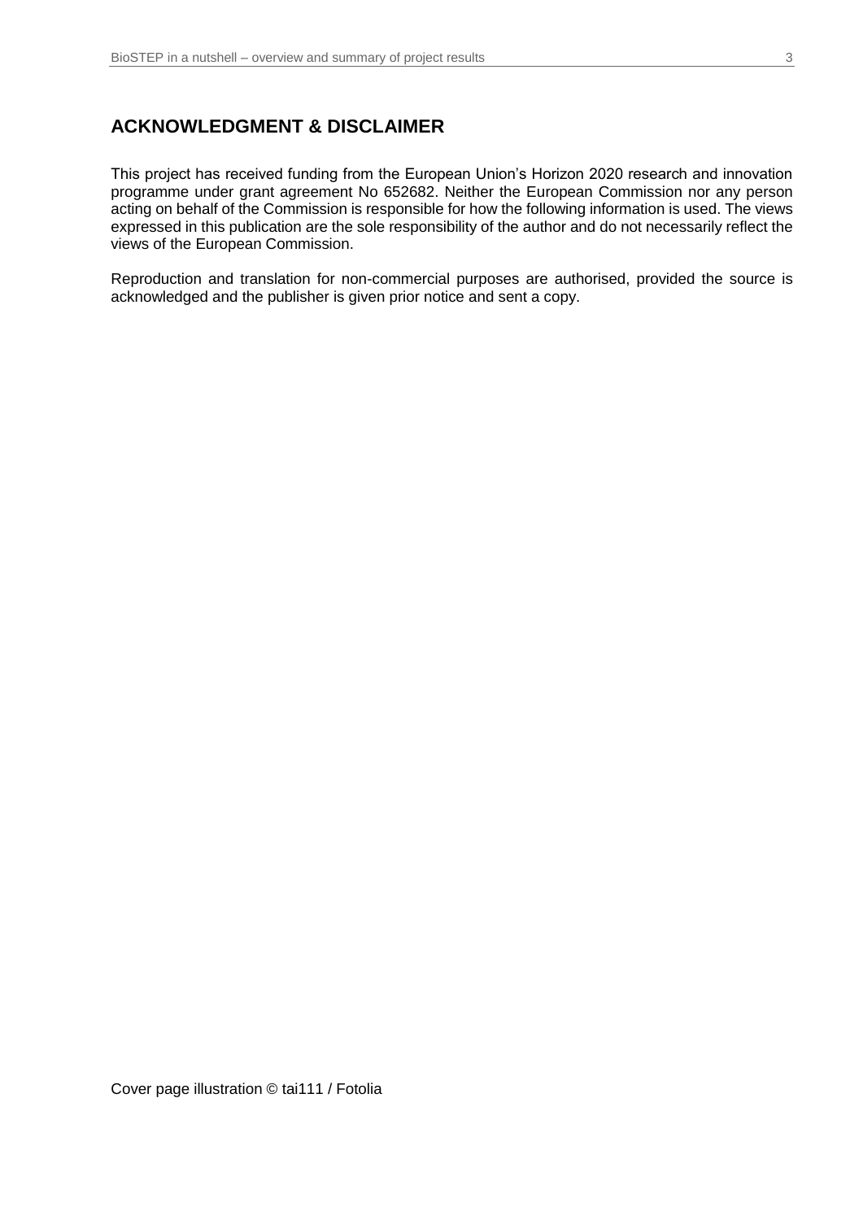## ACKNOWLEDGMENT & DISCLAIMER

This project has received funding from the European Union's Horizon 2020 research and innovation programme under grant agreement No 652682. Neither the European Commission nor any person acting on behalf of the Commission is responsible for how the following information is used. The views expressed in this publication are the sole responsibility of the author and do not necessarily reflect the views of the European Commission.

Reproduction and translation for non-commercial purposes are authorised, provided the source is acknowledged and the publisher is given prior notice and sent a copy.

Cover page illustration © tai111 / Fotolia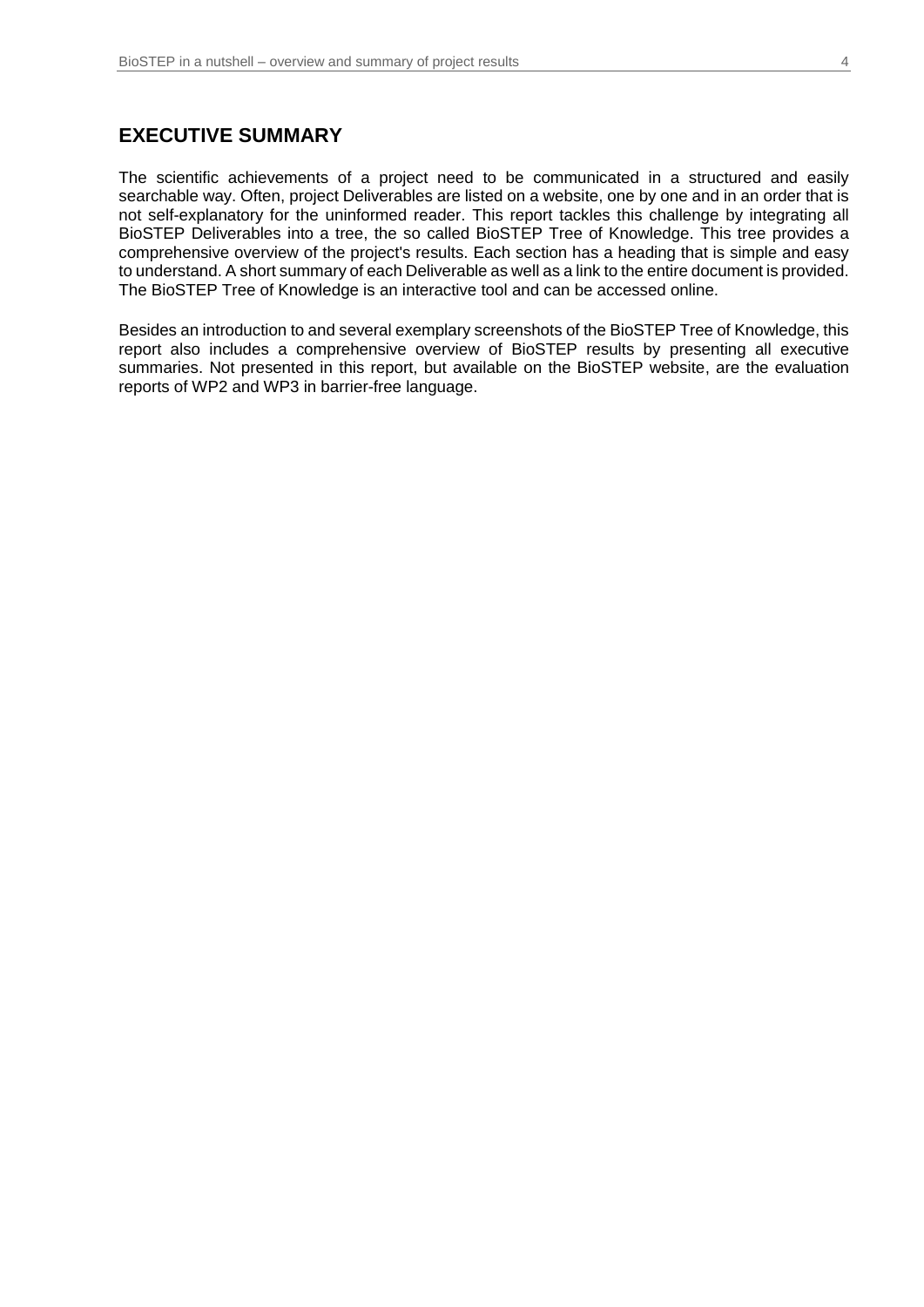# EXECUTIVE SUMMARY

The scientific achievements of a project need to be communicated in a structured and easily searchable way. Often, project Deliverables are listed on a website, one by one and in an order that is not self-explanatory for the uninformed reader. This report tackles this challenge by integrating all BioSTEP Deliverables into a tree, the so called BioSTEP Tree of Knowledge. This tree provides a comprehensive overview of the project's results. Each section has a heading that is simple and easy to understand. A short summary of each Deliverable as well as a link to the entire document is provided. The BioSTEP Tree of Knowledge is an interactive tool and can be accessed online.

Besides an introduction to and several exemplary screenshots of the BioSTEP Tree of Knowledge, this report also includes a comprehensive overview of BioSTEP results by presenting all executive summaries. Not presented in this report, but available on the BioSTEP website, are the evaluation reports of WP2 and WP3 in barrier-free language.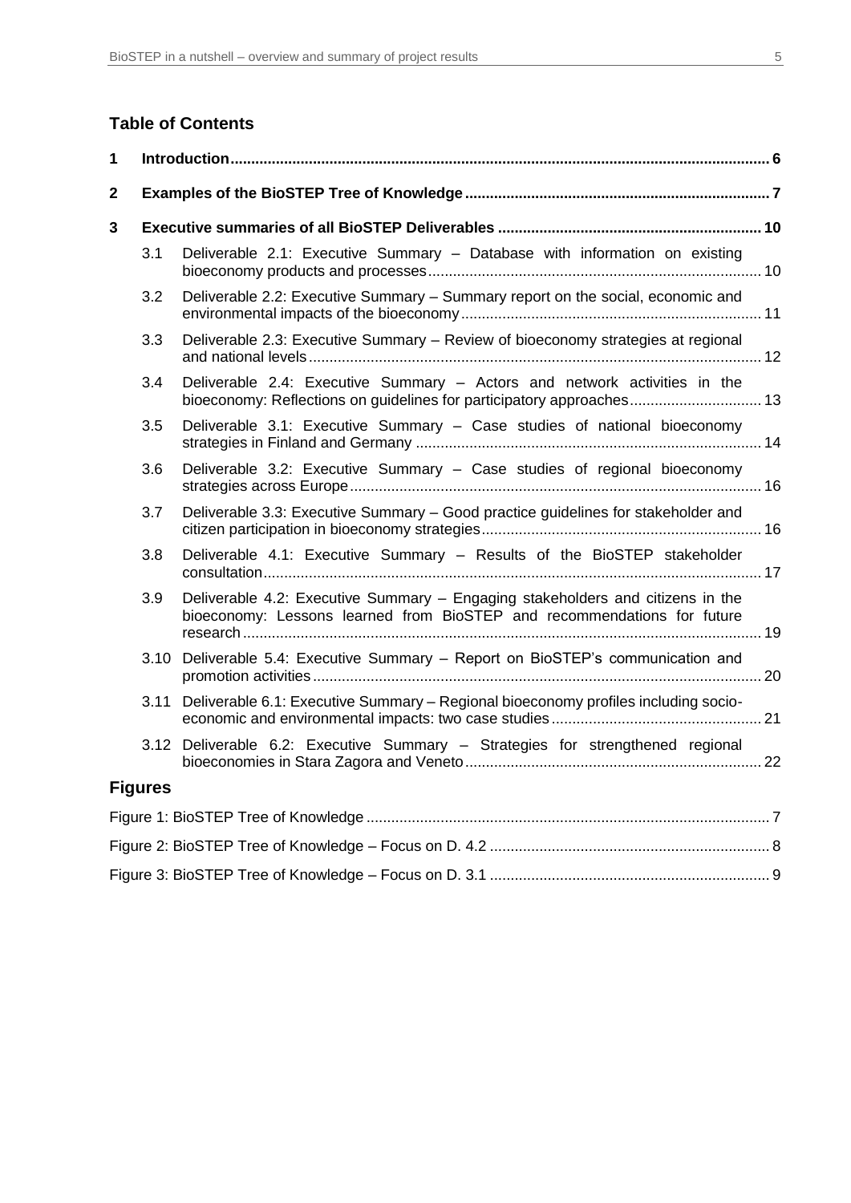## Table of Contents

1 Introduction ... 6

2 Examples of the BioSTEP Tree of Knowledge ... 7

3 Executive summaries of all BioSTEP Deliverables ... 10

- 3.1 Deliverable 2.1: Executive Summary – Database with information on existing bioeconomy products and processes ... 10
- 3.2 Deliverable 2.2: Executive Summary – Summary report on the social, economic and environmental impacts of the bioeconomy ... 11
- 3.3 Deliverable 2.3: Executive Summary – Review of bioeconomy strategies at regional and national levels ... 12
- 3.4 Deliverable 2.4: Executive Summary – Actors and network activities in the bioeconomy: Reflections on guidelines for participatory approaches ... 13
- 3.5 Deliverable 3.1: Executive Summary – Case studies of national bioeconomy strategies in Finland and Germany ... 14
- 3.6 Deliverable 3.2: Executive Summary – Case studies of regional bioeconomy strategies across Europe ... 16
- 3.7 Deliverable 3.3: Executive Summary – Good practice guidelines for stakeholder and citizen participation in bioeconomy strategies ... 16
- 3.8 Deliverable 4.1: Executive Summary – Results of the BioSTEP stakeholder consultation ... 17
- 3.9 Deliverable 4.2: Executive Summary – Engaging stakeholders and citizens in the bioeconomy: Lessons learned from BioSTEP and recommendations for future research ... 19
- 3.10 Deliverable 5.4: Executive Summary – Report on BioSTEP's communication and promotion activities ... 20
- 3.11 Deliverable 6.1: Executive Summary – Regional bioeconomy profiles including socio-economic and environmental impacts: two case studies ... 21
- 3.12 Deliverable 6.2: Executive Summary – Strategies for strengthened regional bioeconomies in Stara Zagora and Veneto ... 22

### Figures

Figure 1: BioSTEP Tree of Knowledge ... 7

Figure 2: BioSTEP Tree of Knowledge – Focus on D. 4.2 ... 8

Figure 3: BioSTEP Tree of Knowledge – Focus on D. 3.1 ... 9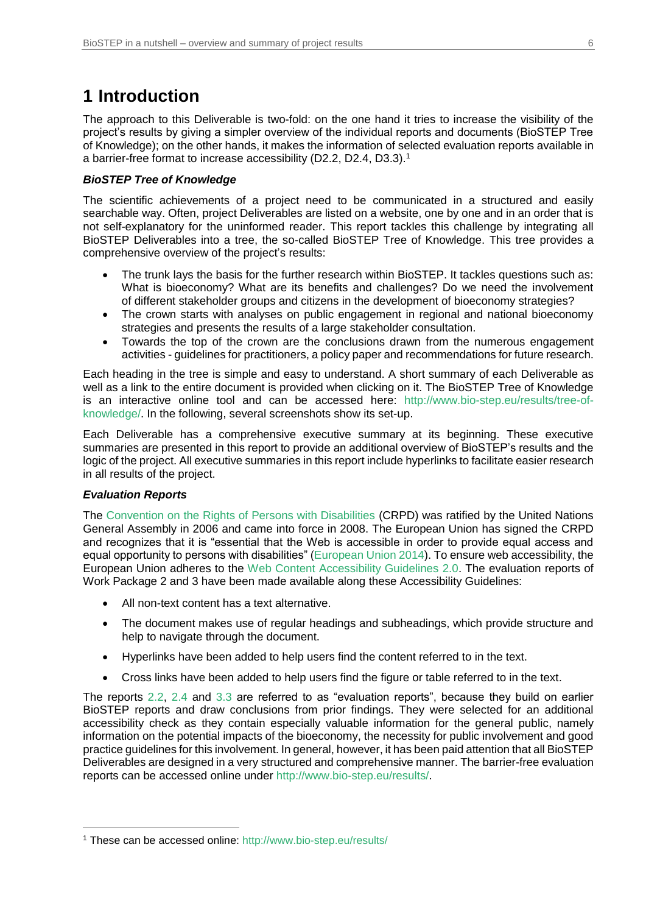# 1 Introduction

The approach to this Deliverable is two-fold: on the one hand it tries to increase the visibility of the project's results by giving a simpler overview of the individual reports and documents (BioSTEP Tree of Knowledge); on the other hands, it makes the information of selected evaluation reports available in a barrier-free format to increase accessibility (D2.2, D2.4, D3.3).[1]

### *BioSTEP Tree of Knowledge*

The scientific achievements of a project need to be communicated in a structured and easily searchable way. Often, project Deliverables are listed on a website, one by one and in an order that is not self-explanatory for the uninformed reader. This report tackles this challenge by integrating all BioSTEP Deliverables into a tree, the so-called BioSTEP Tree of Knowledge. This tree provides a comprehensive overview of the project's results:

- The trunk lays the basis for the further research within BioSTEP. It tackles questions such as: What is bioeconomy? What are its benefits and challenges? Do we need the involvement of different stakeholder groups and citizens in the development of bioeconomy strategies?
- The crown starts with analyses on public engagement in regional and national bioeconomy strategies and presents the results of a large stakeholder consultation.
- Towards the top of the crown are the conclusions drawn from the numerous engagement activities - guidelines for practitioners, a policy paper and recommendations for future research.

Each heading in the tree is simple and easy to understand. A short summary of each Deliverable as well as a link to the entire document is provided when clicking on it. The BioSTEP Tree of Knowledge is an interactive online tool and can be accessed here: http://www.bio-step.eu/results/tree-of-knowledge/. In the following, several screenshots show its set-up.

Each Deliverable has a comprehensive executive summary at its beginning. These executive summaries are presented in this report to provide an additional overview of BioSTEP's results and the logic of the project. All executive summaries in this report include hyperlinks to facilitate easier research in all results of the project.

### *Evaluation Reports*

The Convention on the Rights of Persons with Disabilities (CRPD) was ratified by the United Nations General Assembly in 2006 and came into force in 2008. The European Union has signed the CRPD and recognizes that it is "essential that the Web is accessible in order to provide equal access and equal opportunity to persons with disabilities" (European Union 2014). To ensure web accessibility, the European Union adheres to the Web Content Accessibility Guidelines 2.0. The evaluation reports of Work Package 2 and 3 have been made available along these Accessibility Guidelines:

- All non-text content has a text alternative.
- The document makes use of regular headings and subheadings, which provide structure and help to navigate through the document.
- Hyperlinks have been added to help users find the content referred to in the text.
- Cross links have been added to help users find the figure or table referred to in the text.

The reports 2.2, 2.4 and 3.3 are referred to as "evaluation reports", because they build on earlier BioSTEP reports and draw conclusions from prior findings. They were selected for an additional accessibility check as they contain especially valuable information for the general public, namely information on the potential impacts of the bioeconomy, the necessity for public involvement and good practice guidelines for this involvement. In general, however, it has been paid attention that all BioSTEP Deliverables are designed in a very structured and comprehensive manner. The barrier-free evaluation reports can be accessed online under http://www.bio-step.eu/results/.

[1] These can be accessed online: http://www.bio-step.eu/results/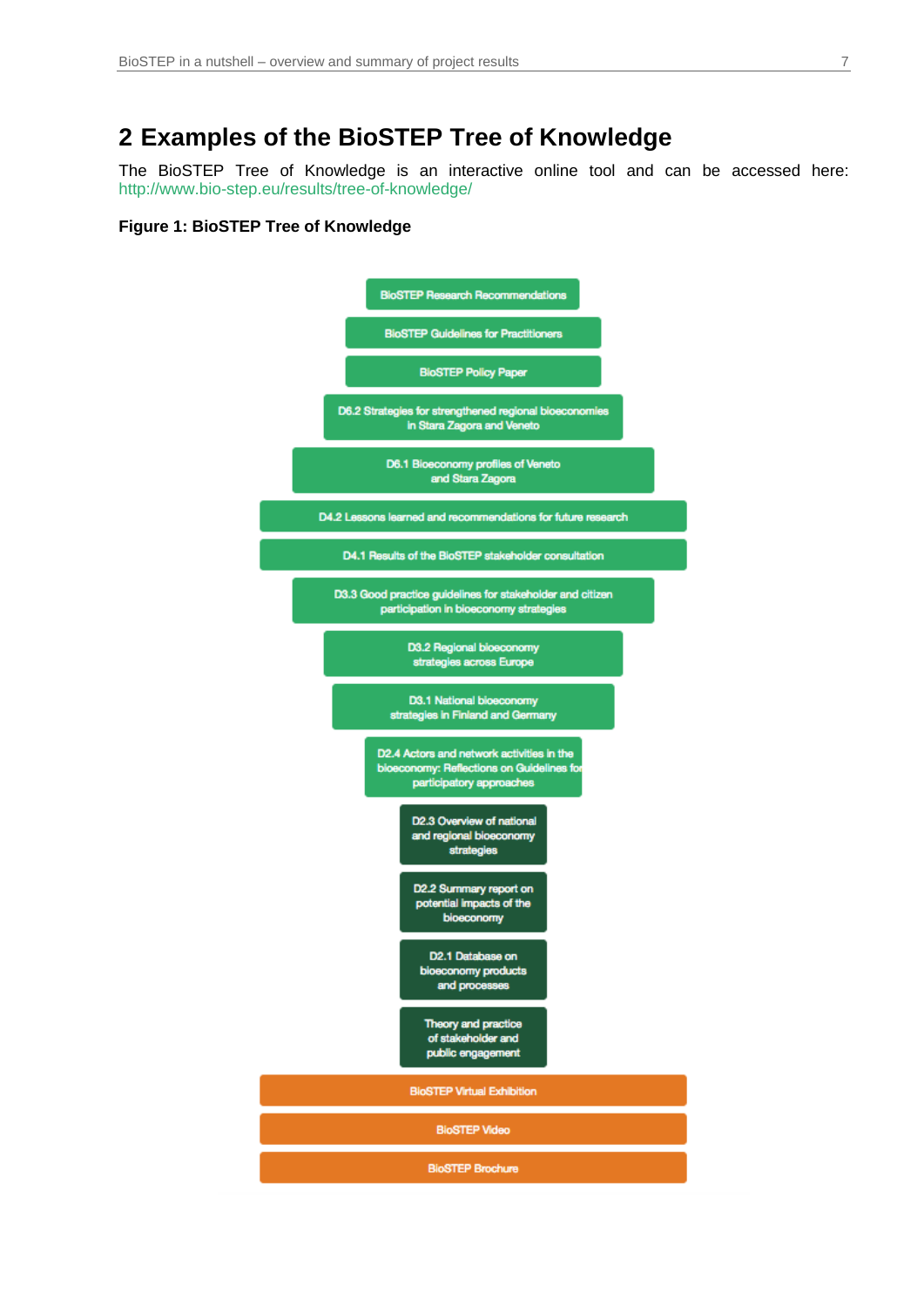## 2 Examples of the BioSTEP Tree of Knowledge

The BioSTEP Tree of Knowledge is an interactive online tool and can be accessed here: http://www.bio-step.eu/results/tree-of-knowledge/

**Figure 1: BioSTEP Tree of Knowledge**

- BioSTEP Research Recommendations
- BioSTEP Guidelines for Practitioners
- BioSTEP Policy Paper
- D6.2 Strategies for strengthened regional bioeconomies in Stara Zagora and Veneto
- D6.1 Bioeconomy profiles of Veneto and Stara Zagora
- D4.2 Lessons learned and recommendations for future research
- D4.1 Results of the BioSTEP stakeholder consultation
- D3.3 Good practice guidelines for stakeholder and citizen participation in bioeconomy strategies
- D3.2 Regional bioeconomy strategies across Europe
- D3.1 National bioeconomy strategies in Finland and Germany
- D2.4 Actors and network activities in the bioeconomy: Reflections on Guidelines for participatory approaches
- D2.3 Overview of national and regional bioeconomy strategies
- D2.2 Summary report on potential impacts of the bioeconomy
- D2.1 Database on bioeconomy products and processes
- Theory and practice of stakeholder and public engagement
- BioSTEP Virtual Exhibition
- BioSTEP Video
- BioSTEP Brochure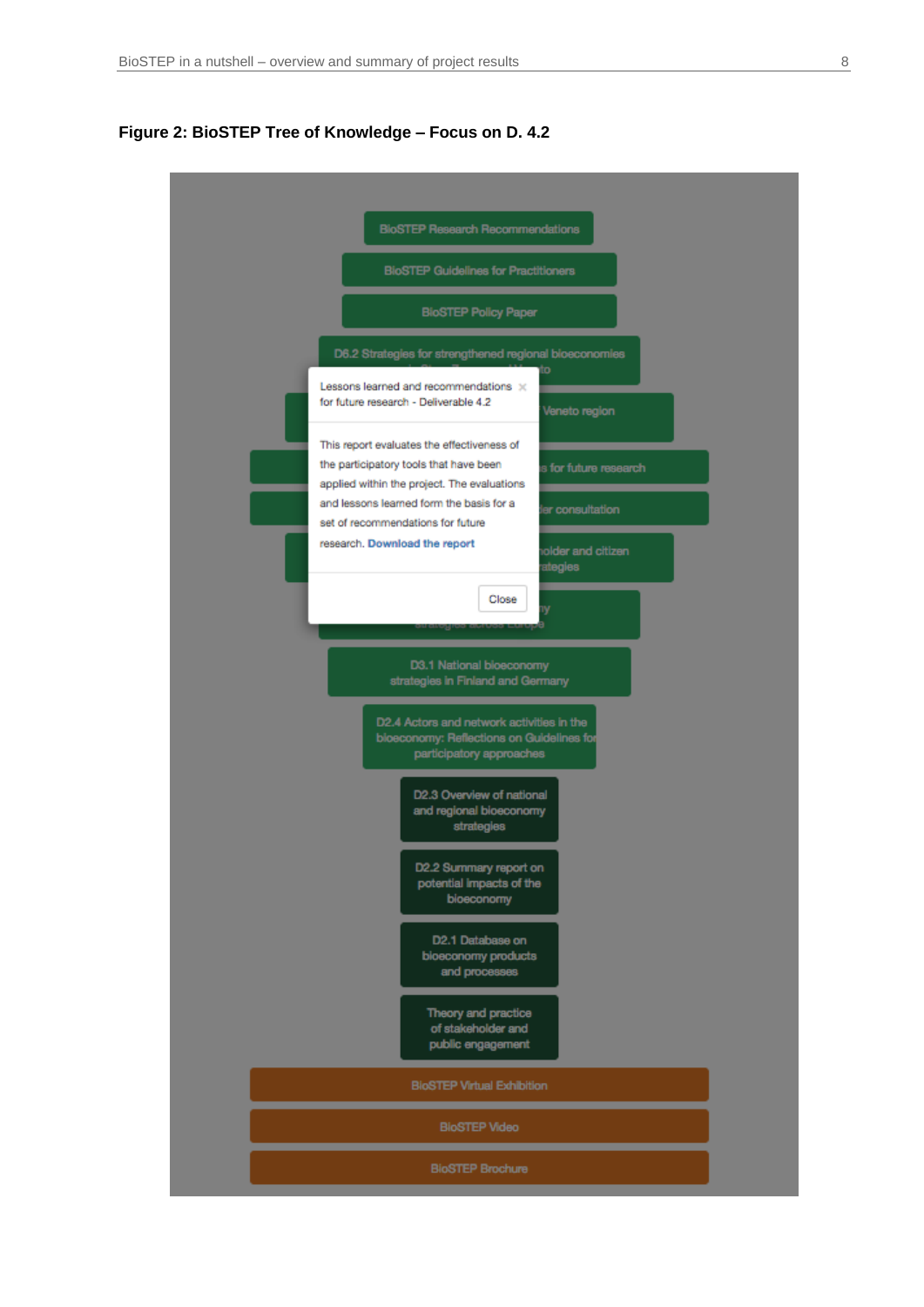**Figure 2: BioSTEP Tree of Knowledge – Focus on D. 4.2**

BioSTEP Research Recommendations

BioSTEP Guidelines for Practitioners

BioSTEP Policy Paper

D6.2 Strategies for strengthened regional bioeconomies

Lessons learned and recommendations for future research - Deliverable 4.2

This report evaluates the effectiveness of the participatory tools that have been applied within the project. The evaluations and lessons learned form the basis for a set of recommendations for future research. Download the report

Close

D3.1 National bioeconomy strategies in Finland and Germany

D2.4 Actors and network activities in the bioeconomy: Reflections on Guidelines for participatory approaches

D2.3 Overview of national and regional bioeconomy strategies

D2.2 Summary report on potential impacts of the bioeconomy

D2.1 Database on bioeconomy products and processes

Theory and practice of stakeholder and public engagement

BioSTEP Virtual Exhibition

BioSTEP Video

BioSTEP Brochure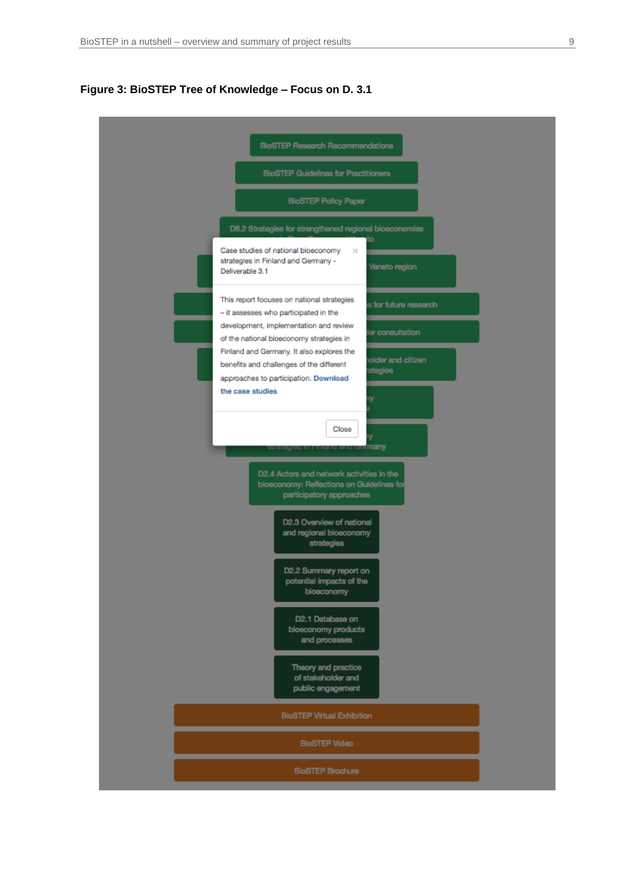**Figure 3: BioSTEP Tree of Knowledge – Focus on D. 3.1**

BioSTEP Research Recommendations

BioSTEP Guidelines for Practitioners

BioSTEP Policy Paper

D6.2 Strategies for strengthened regional bioeconomies

Case studies of national bioeconomy strategies in Finland and Germany - Deliverable 3.1

This report focuses on national strategies – it assesses who participated in the development, implementation and review of the national bioeconomy strategies in Finland and Germany. It also explores the benefits and challenges of the different approaches to participation. Download the case studies

Close

D2.4 Actors and network activities in the bioeconomy: Reflections on Guidelines for participatory approaches

D2.3 Overview of national and regional bioeconomy strategies

D2.2 Summary report on potential impacts of the bioeconomy

D2.1 Database on bioeconomy products and processes

Theory and practice of stakeholder and public engagement

BioSTEP Virtual Exhibition

BioSTEP Video

BioSTEP Brochure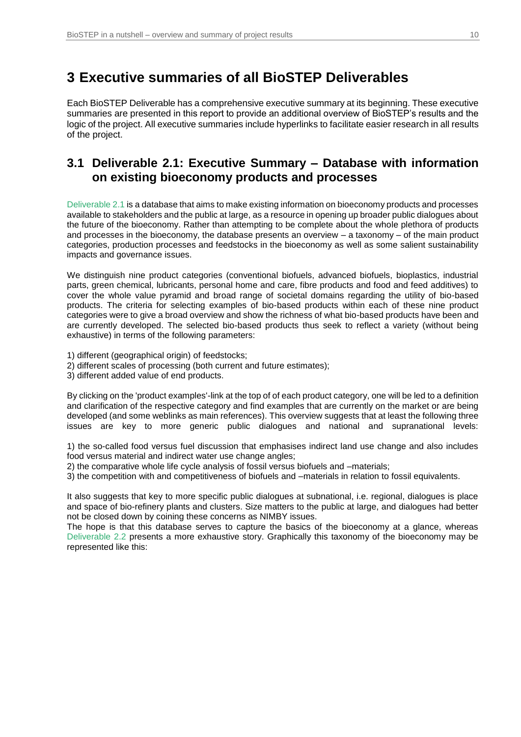# 3 Executive summaries of all BioSTEP Deliverables

Each BioSTEP Deliverable has a comprehensive executive summary at its beginning. These executive summaries are presented in this report to provide an additional overview of BioSTEP's results and the logic of the project. All executive summaries include hyperlinks to facilitate easier research in all results of the project.

## 3.1 Deliverable 2.1: Executive Summary – Database with information on existing bioeconomy products and processes

Deliverable 2.1 is a database that aims to make existing information on bioeconomy products and processes available to stakeholders and the public at large, as a resource in opening up broader public dialogues about the future of the bioeconomy. Rather than attempting to be complete about the whole plethora of products and processes in the bioeconomy, the database presents an overview – a taxonomy – of the main product categories, production processes and feedstocks in the bioeconomy as well as some salient sustainability impacts and governance issues.

We distinguish nine product categories (conventional biofuels, advanced biofuels, bioplastics, industrial parts, green chemical, lubricants, personal home and care, fibre products and food and feed additives) to cover the whole value pyramid and broad range of societal domains regarding the utility of bio-based products. The criteria for selecting examples of bio-based products within each of these nine product categories were to give a broad overview and show the richness of what bio-based products have been and are currently developed. The selected bio-based products thus seek to reflect a variety (without being exhaustive) in terms of the following parameters:

1) different (geographical origin) of feedstocks;
2) different scales of processing (both current and future estimates);
3) different added value of end products.

By clicking on the 'product examples'-link at the top of of each product category, one will be led to a definition and clarification of the respective category and find examples that are currently on the market or are being developed (and some weblinks as main references). This overview suggests that at least the following three issues are key to more generic public dialogues and national and supranational levels:

1) the so-called food versus fuel discussion that emphasises indirect land use change and also includes food versus material and indirect water use change angles;
2) the comparative whole life cycle analysis of fossil versus biofuels and –materials;
3) the competition with and competitiveness of biofuels and –materials in relation to fossil equivalents.

It also suggests that key to more specific public dialogues at subnational, i.e. regional, dialogues is place and space of bio-refinery plants and clusters. Size matters to the public at large, and dialogues had better not be closed down by coining these concerns as NIMBY issues.
The hope is that this database serves to capture the basics of the bioeconomy at a glance, whereas Deliverable 2.2 presents a more exhaustive story. Graphically this taxonomy of the bioeconomy may be represented like this: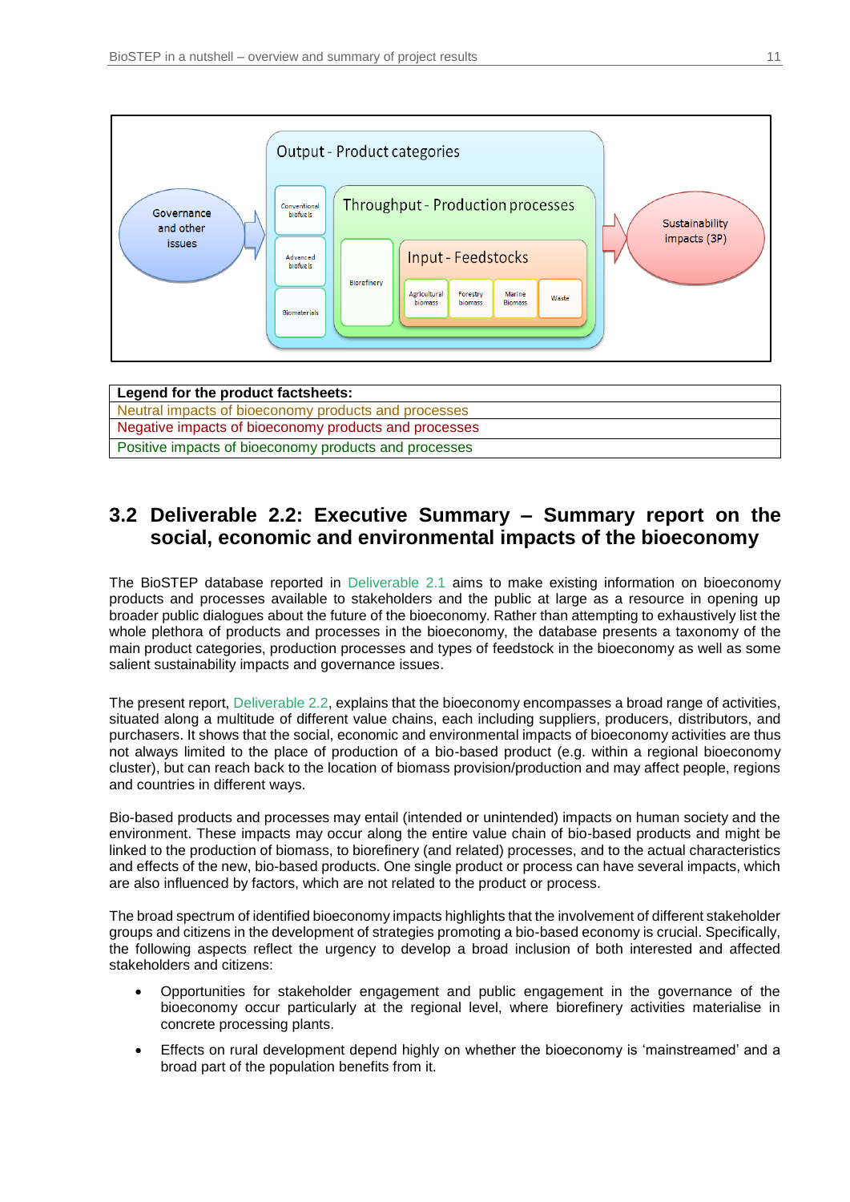Output - Product categories

Governance and other issues

Conventional biofuels

Advanced biofuels

Biomaterials

Throughput - Production processes

Biorefinery

Input - Feedstocks

Agricultural biomass

Forestry biomass

Marine Biomass

Waste

Sustainability impacts (3P)

| Legend for the product factsheets: |
|---|
| Neutral impacts of bioeconomy products and processes |
| Negative impacts of bioeconomy products and processes |
| Positive impacts of bioeconomy products and processes |

## 3.2 Deliverable 2.2: Executive Summary – Summary report on the social, economic and environmental impacts of the bioeconomy

The BioSTEP database reported in Deliverable 2.1 aims to make existing information on bioeconomy products and processes available to stakeholders and the public at large as a resource in opening up broader public dialogues about the future of the bioeconomy. Rather than attempting to exhaustively list the whole plethora of products and processes in the bioeconomy, the database presents a taxonomy of the main product categories, production processes and types of feedstock in the bioeconomy as well as some salient sustainability impacts and governance issues.

The present report, Deliverable 2.2, explains that the bioeconomy encompasses a broad range of activities, situated along a multitude of different value chains, each including suppliers, producers, distributors, and purchasers. It shows that the social, economic and environmental impacts of bioeconomy activities are thus not always limited to the place of production of a bio-based product (e.g. within a regional bioeconomy cluster), but can reach back to the location of biomass provision/production and may affect people, regions and countries in different ways.

Bio-based products and processes may entail (intended or unintended) impacts on human society and the environment. These impacts may occur along the entire value chain of bio-based products and might be linked to the production of biomass, to biorefinery (and related) processes, and to the actual characteristics and effects of the new, bio-based products. One single product or process can have several impacts, which are also influenced by factors, which are not related to the product or process.

The broad spectrum of identified bioeconomy impacts highlights that the involvement of different stakeholder groups and citizens in the development of strategies promoting a bio-based economy is crucial. Specifically, the following aspects reflect the urgency to develop a broad inclusion of both interested and affected stakeholders and citizens:

- Opportunities for stakeholder engagement and public engagement in the governance of the bioeconomy occur particularly at the regional level, where biorefinery activities materialise in concrete processing plants.
- Effects on rural development depend highly on whether the bioeconomy is 'mainstreamed' and a broad part of the population benefits from it.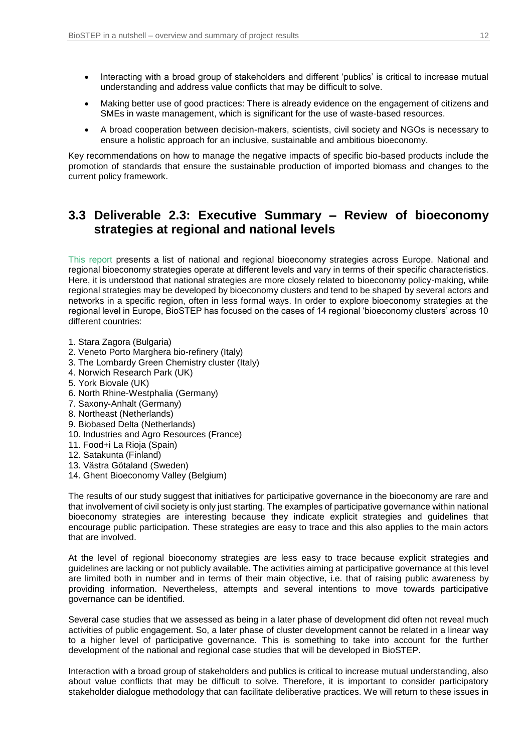- Interacting with a broad group of stakeholders and different 'publics' is critical to increase mutual understanding and address value conflicts that may be difficult to solve.
- Making better use of good practices: There is already evidence on the engagement of citizens and SMEs in waste management, which is significant for the use of waste-based resources.
- A broad cooperation between decision-makers, scientists, civil society and NGOs is necessary to ensure a holistic approach for an inclusive, sustainable and ambitious bioeconomy.

Key recommendations on how to manage the negative impacts of specific bio-based products include the promotion of standards that ensure the sustainable production of imported biomass and changes to the current policy framework.

## 3.3 Deliverable 2.3: Executive Summary – Review of bioeconomy strategies at regional and national levels

This report presents a list of national and regional bioeconomy strategies across Europe. National and regional bioeconomy strategies operate at different levels and vary in terms of their specific characteristics. Here, it is understood that national strategies are more closely related to bioeconomy policy-making, while regional strategies may be developed by bioeconomy clusters and tend to be shaped by several actors and networks in a specific region, often in less formal ways. In order to explore bioeconomy strategies at the regional level in Europe, BioSTEP has focused on the cases of 14 regional 'bioeconomy clusters' across 10 different countries:

1. Stara Zagora (Bulgaria)
2. Veneto Porto Marghera bio-refinery (Italy)
3. The Lombardy Green Chemistry cluster (Italy)
4. Norwich Research Park (UK)
5. York Biovale (UK)
6. North Rhine-Westphalia (Germany)
7. Saxony-Anhalt (Germany)
8. Northeast (Netherlands)
9. Biobased Delta (Netherlands)
10. Industries and Agro Resources (France)
11. Food+i La Rioja (Spain)
12. Satakunta (Finland)
13. Västra Götaland (Sweden)
14. Ghent Bioeconomy Valley (Belgium)

The results of our study suggest that initiatives for participative governance in the bioeconomy are rare and that involvement of civil society is only just starting. The examples of participative governance within national bioeconomy strategies are interesting because they indicate explicit strategies and guidelines that encourage public participation. These strategies are easy to trace and this also applies to the main actors that are involved.

At the level of regional bioeconomy strategies are less easy to trace because explicit strategies and guidelines are lacking or not publicly available. The activities aiming at participative governance at this level are limited both in number and in terms of their main objective, i.e. that of raising public awareness by providing information. Nevertheless, attempts and several intentions to move towards participative governance can be identified.

Several case studies that we assessed as being in a later phase of development did often not reveal much activities of public engagement. So, a later phase of cluster development cannot be related in a linear way to a higher level of participative governance. This is something to take into account for the further development of the national and regional case studies that will be developed in BioSTEP.

Interaction with a broad group of stakeholders and publics is critical to increase mutual understanding, also about value conflicts that may be difficult to solve. Therefore, it is important to consider participatory stakeholder dialogue methodology that can facilitate deliberative practices. We will return to these issues in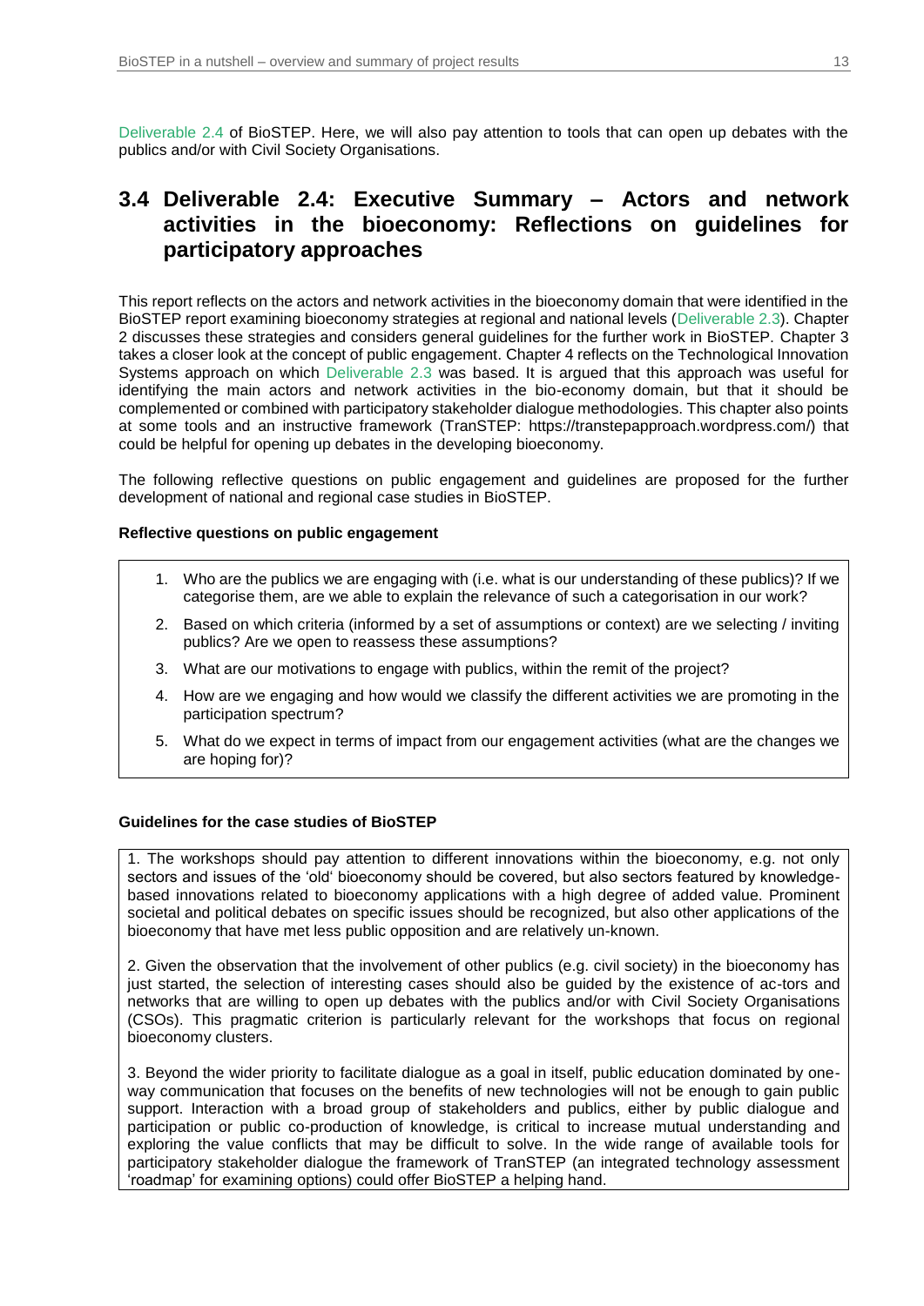Deliverable 2.4 of BioSTEP. Here, we will also pay attention to tools that can open up debates with the publics and/or with Civil Society Organisations.

## 3.4 Deliverable 2.4: Executive Summary – Actors and network activities in the bioeconomy: Reflections on guidelines for participatory approaches

This report reflects on the actors and network activities in the bioeconomy domain that were identified in the BioSTEP report examining bioeconomy strategies at regional and national levels (Deliverable 2.3). Chapter 2 discusses these strategies and considers general guidelines for the further work in BioSTEP. Chapter 3 takes a closer look at the concept of public engagement. Chapter 4 reflects on the Technological Innovation Systems approach on which Deliverable 2.3 was based. It is argued that this approach was useful for identifying the main actors and network activities in the bio-economy domain, but that it should be complemented or combined with participatory stakeholder dialogue methodologies. This chapter also points at some tools and an instructive framework (TranSTEP: https://transtepapproach.wordpress.com/) that could be helpful for opening up debates in the developing bioeconomy.

The following reflective questions on public engagement and guidelines are proposed for the further development of national and regional case studies in BioSTEP.

**Reflective questions on public engagement**

1. Who are the publics we are engaging with (i.e. what is our understanding of these publics)? If we categorise them, are we able to explain the relevance of such a categorisation in our work?
2. Based on which criteria (informed by a set of assumptions or context) are we selecting / inviting publics? Are we open to reassess these assumptions?
3. What are our motivations to engage with publics, within the remit of the project?
4. How are we engaging and how would we classify the different activities we are promoting in the participation spectrum?
5. What do we expect in terms of impact from our engagement activities (what are the changes we are hoping for)?

**Guidelines for the case studies of BioSTEP**

1. The workshops should pay attention to different innovations within the bioeconomy, e.g. not only sectors and issues of the 'old' bioeconomy should be covered, but also sectors featured by knowledge-based innovations related to bioeconomy applications with a high degree of added value. Prominent societal and political debates on specific issues should be recognized, but also other applications of the bioeconomy that have met less public opposition and are relatively un-known.

2. Given the observation that the involvement of other publics (e.g. civil society) in the bioeconomy has just started, the selection of interesting cases should also be guided by the existence of ac-tors and networks that are willing to open up debates with the publics and/or with Civil Society Organisations (CSOs). This pragmatic criterion is particularly relevant for the workshops that focus on regional bioeconomy clusters.

3. Beyond the wider priority to facilitate dialogue as a goal in itself, public education dominated by one-way communication that focuses on the benefits of new technologies will not be enough to gain public support. Interaction with a broad group of stakeholders and publics, either by public dialogue and participation or public co-production of knowledge, is critical to increase mutual understanding and exploring the value conflicts that may be difficult to solve. In the wide range of available tools for participatory stakeholder dialogue the framework of TranSTEP (an integrated technology assessment 'roadmap' for examining options) could offer BioSTEP a helping hand.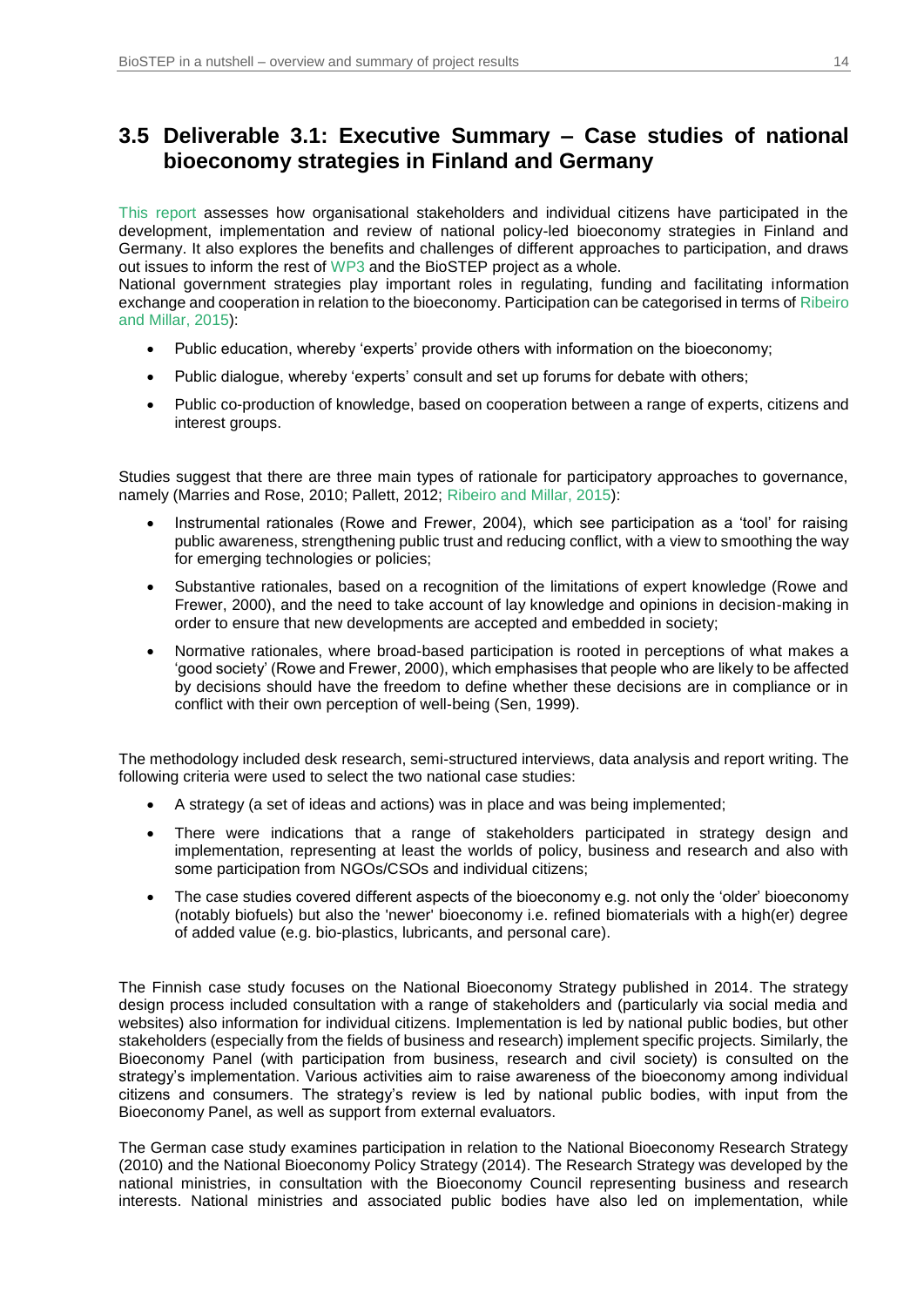## 3.5 Deliverable 3.1: Executive Summary – Case studies of national bioeconomy strategies in Finland and Germany

This report assesses how organisational stakeholders and individual citizens have participated in the development, implementation and review of national policy-led bioeconomy strategies in Finland and Germany. It also explores the benefits and challenges of different approaches to participation, and draws out issues to inform the rest of WP3 and the BioSTEP project as a whole.

National government strategies play important roles in regulating, funding and facilitating information exchange and cooperation in relation to the bioeconomy. Participation can be categorised in terms of Ribeiro and Millar, 2015):

- Public education, whereby 'experts' provide others with information on the bioeconomy;
- Public dialogue, whereby 'experts' consult and set up forums for debate with others;
- Public co-production of knowledge, based on cooperation between a range of experts, citizens and interest groups.

Studies suggest that there are three main types of rationale for participatory approaches to governance, namely (Marries and Rose, 2010; Pallett, 2012; Ribeiro and Millar, 2015):

- Instrumental rationales (Rowe and Frewer, 2004), which see participation as a 'tool' for raising public awareness, strengthening public trust and reducing conflict, with a view to smoothing the way for emerging technologies or policies;
- Substantive rationales, based on a recognition of the limitations of expert knowledge (Rowe and Frewer, 2000), and the need to take account of lay knowledge and opinions in decision-making in order to ensure that new developments are accepted and embedded in society;
- Normative rationales, where broad-based participation is rooted in perceptions of what makes a 'good society' (Rowe and Frewer, 2000), which emphasises that people who are likely to be affected by decisions should have the freedom to define whether these decisions are in compliance or in conflict with their own perception of well-being (Sen, 1999).

The methodology included desk research, semi-structured interviews, data analysis and report writing. The following criteria were used to select the two national case studies:

- A strategy (a set of ideas and actions) was in place and was being implemented;
- There were indications that a range of stakeholders participated in strategy design and implementation, representing at least the worlds of policy, business and research and also with some participation from NGOs/CSOs and individual citizens;
- The case studies covered different aspects of the bioeconomy e.g. not only the 'older' bioeconomy (notably biofuels) but also the 'newer' bioeconomy i.e. refined biomaterials with a high(er) degree of added value (e.g. bio-plastics, lubricants, and personal care).

The Finnish case study focuses on the National Bioeconomy Strategy published in 2014. The strategy design process included consultation with a range of stakeholders and (particularly via social media and websites) also information for individual citizens. Implementation is led by national public bodies, but other stakeholders (especially from the fields of business and research) implement specific projects. Similarly, the Bioeconomy Panel (with participation from business, research and civil society) is consulted on the strategy's implementation. Various activities aim to raise awareness of the bioeconomy among individual citizens and consumers. The strategy's review is led by national public bodies, with input from the Bioeconomy Panel, as well as support from external evaluators.

The German case study examines participation in relation to the National Bioeconomy Research Strategy (2010) and the National Bioeconomy Policy Strategy (2014). The Research Strategy was developed by the national ministries, in consultation with the Bioeconomy Council representing business and research interests. National ministries and associated public bodies have also led on implementation, while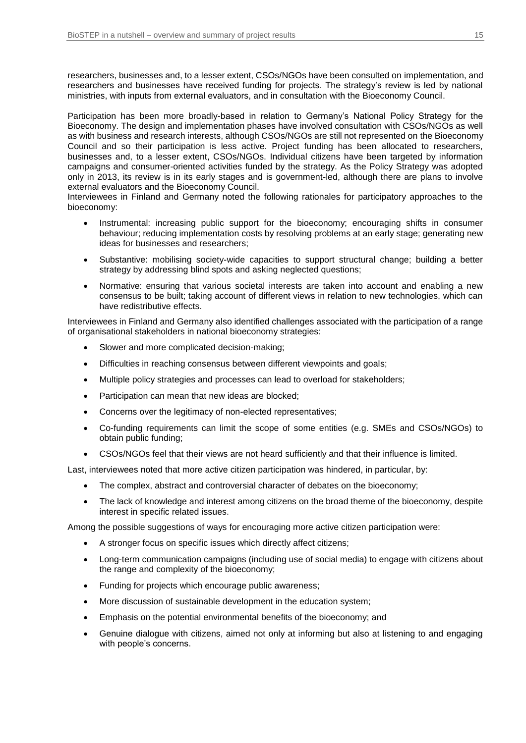researchers, businesses and, to a lesser extent, CSOs/NGOs have been consulted on implementation, and researchers and businesses have received funding for projects. The strategy's review is led by national ministries, with inputs from external evaluators, and in consultation with the Bioeconomy Council.

Participation has been more broadly-based in relation to Germany's National Policy Strategy for the Bioeconomy. The design and implementation phases have involved consultation with CSOs/NGOs as well as with business and research interests, although CSOs/NGOs are still not represented on the Bioeconomy Council and so their participation is less active. Project funding has been allocated to researchers, businesses and, to a lesser extent, CSOs/NGOs. Individual citizens have been targeted by information campaigns and consumer-oriented activities funded by the strategy. As the Policy Strategy was adopted only in 2013, its review is in its early stages and is government-led, although there are plans to involve external evaluators and the Bioeconomy Council.

Interviewees in Finland and Germany noted the following rationales for participatory approaches to the bioeconomy:

- Instrumental: increasing public support for the bioeconomy; encouraging shifts in consumer behaviour; reducing implementation costs by resolving problems at an early stage; generating new ideas for businesses and researchers;
- Substantive: mobilising society-wide capacities to support structural change; building a better strategy by addressing blind spots and asking neglected questions;
- Normative: ensuring that various societal interests are taken into account and enabling a new consensus to be built; taking account of different views in relation to new technologies, which can have redistributive effects.

Interviewees in Finland and Germany also identified challenges associated with the participation of a range of organisational stakeholders in national bioeconomy strategies:

- Slower and more complicated decision-making;
- Difficulties in reaching consensus between different viewpoints and goals;
- Multiple policy strategies and processes can lead to overload for stakeholders;
- Participation can mean that new ideas are blocked;
- Concerns over the legitimacy of non-elected representatives;
- Co-funding requirements can limit the scope of some entities (e.g. SMEs and CSOs/NGOs) to obtain public funding;
- CSOs/NGOs feel that their views are not heard sufficiently and that their influence is limited.

Last, interviewees noted that more active citizen participation was hindered, in particular, by:

- The complex, abstract and controversial character of debates on the bioeconomy;
- The lack of knowledge and interest among citizens on the broad theme of the bioeconomy, despite interest in specific related issues.

Among the possible suggestions of ways for encouraging more active citizen participation were:

- A stronger focus on specific issues which directly affect citizens;
- Long-term communication campaigns (including use of social media) to engage with citizens about the range and complexity of the bioeconomy;
- Funding for projects which encourage public awareness;
- More discussion of sustainable development in the education system;
- Emphasis on the potential environmental benefits of the bioeconomy; and
- Genuine dialogue with citizens, aimed not only at informing but also at listening to and engaging with people's concerns.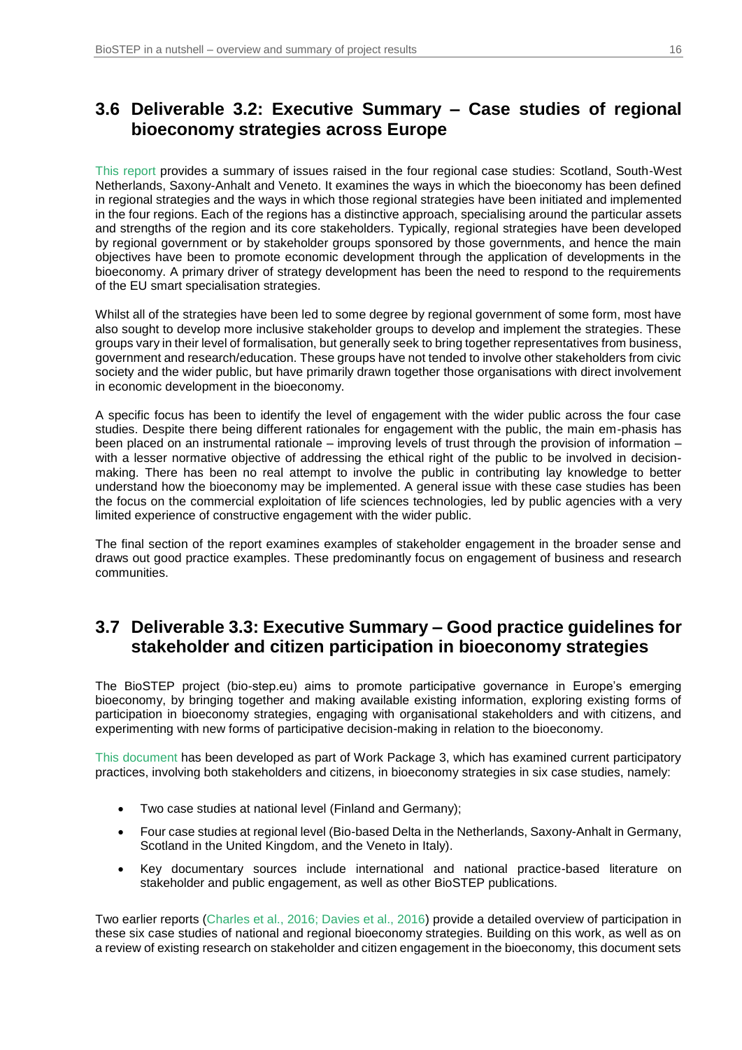## 3.6 Deliverable 3.2: Executive Summary – Case studies of regional bioeconomy strategies across Europe

This report provides a summary of issues raised in the four regional case studies: Scotland, South-West Netherlands, Saxony-Anhalt and Veneto. It examines the ways in which the bioeconomy has been defined in regional strategies and the ways in which those regional strategies have been initiated and implemented in the four regions. Each of the regions has a distinctive approach, specialising around the particular assets and strengths of the region and its core stakeholders. Typically, regional strategies have been developed by regional government or by stakeholder groups sponsored by those governments, and hence the main objectives have been to promote economic development through the application of developments in the bioeconomy. A primary driver of strategy development has been the need to respond to the requirements of the EU smart specialisation strategies.

Whilst all of the strategies have been led to some degree by regional government of some form, most have also sought to develop more inclusive stakeholder groups to develop and implement the strategies. These groups vary in their level of formalisation, but generally seek to bring together representatives from business, government and research/education. These groups have not tended to involve other stakeholders from civic society and the wider public, but have primarily drawn together those organisations with direct involvement in economic development in the bioeconomy.

A specific focus has been to identify the level of engagement with the wider public across the four case studies. Despite there being different rationales for engagement with the public, the main em-phasis has been placed on an instrumental rationale – improving levels of trust through the provision of information – with a lesser normative objective of addressing the ethical right of the public to be involved in decision-making. There has been no real attempt to involve the public in contributing lay knowledge to better understand how the bioeconomy may be implemented. A general issue with these case studies has been the focus on the commercial exploitation of life sciences technologies, led by public agencies with a very limited experience of constructive engagement with the wider public.

The final section of the report examines examples of stakeholder engagement in the broader sense and draws out good practice examples. These predominantly focus on engagement of business and research communities.

## 3.7 Deliverable 3.3: Executive Summary – Good practice guidelines for stakeholder and citizen participation in bioeconomy strategies

The BioSTEP project (bio-step.eu) aims to promote participative governance in Europe's emerging bioeconomy, by bringing together and making available existing information, exploring existing forms of participation in bioeconomy strategies, engaging with organisational stakeholders and with citizens, and experimenting with new forms of participative decision-making in relation to the bioeconomy.

This document has been developed as part of Work Package 3, which has examined current participatory practices, involving both stakeholders and citizens, in bioeconomy strategies in six case studies, namely:

- Two case studies at national level (Finland and Germany);
- Four case studies at regional level (Bio-based Delta in the Netherlands, Saxony-Anhalt in Germany, Scotland in the United Kingdom, and the Veneto in Italy).
- Key documentary sources include international and national practice-based literature on stakeholder and public engagement, as well as other BioSTEP publications.

Two earlier reports (Charles et al., 2016; Davies et al., 2016) provide a detailed overview of participation in these six case studies of national and regional bioeconomy strategies. Building on this work, as well as on a review of existing research on stakeholder and citizen engagement in the bioeconomy, this document sets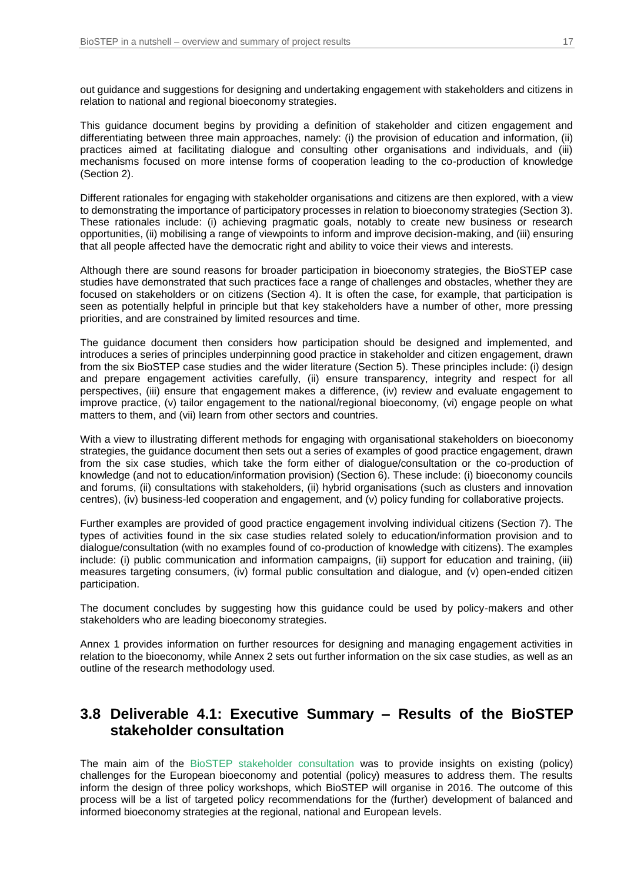out guidance and suggestions for designing and undertaking engagement with stakeholders and citizens in relation to national and regional bioeconomy strategies.

This guidance document begins by providing a definition of stakeholder and citizen engagement and differentiating between three main approaches, namely: (i) the provision of education and information, (ii) practices aimed at facilitating dialogue and consulting other organisations and individuals, and (iii) mechanisms focused on more intense forms of cooperation leading to the co-production of knowledge (Section 2).

Different rationales for engaging with stakeholder organisations and citizens are then explored, with a view to demonstrating the importance of participatory processes in relation to bioeconomy strategies (Section 3). These rationales include: (i) achieving pragmatic goals, notably to create new business or research opportunities, (ii) mobilising a range of viewpoints to inform and improve decision-making, and (iii) ensuring that all people affected have the democratic right and ability to voice their views and interests.

Although there are sound reasons for broader participation in bioeconomy strategies, the BioSTEP case studies have demonstrated that such practices face a range of challenges and obstacles, whether they are focused on stakeholders or on citizens (Section 4). It is often the case, for example, that participation is seen as potentially helpful in principle but that key stakeholders have a number of other, more pressing priorities, and are constrained by limited resources and time.

The guidance document then considers how participation should be designed and implemented, and introduces a series of principles underpinning good practice in stakeholder and citizen engagement, drawn from the six BioSTEP case studies and the wider literature (Section 5). These principles include: (i) design and prepare engagement activities carefully, (ii) ensure transparency, integrity and respect for all perspectives, (iii) ensure that engagement makes a difference, (iv) review and evaluate engagement to improve practice, (v) tailor engagement to the national/regional bioeconomy, (vi) engage people on what matters to them, and (vii) learn from other sectors and countries.

With a view to illustrating different methods for engaging with organisational stakeholders on bioeconomy strategies, the guidance document then sets out a series of examples of good practice engagement, drawn from the six case studies, which take the form either of dialogue/consultation or the co-production of knowledge (and not to education/information provision) (Section 6). These include: (i) bioeconomy councils and forums, (ii) consultations with stakeholders, (ii) hybrid organisations (such as clusters and innovation centres), (iv) business-led cooperation and engagement, and (v) policy funding for collaborative projects.

Further examples are provided of good practice engagement involving individual citizens (Section 7). The types of activities found in the six case studies related solely to education/information provision and to dialogue/consultation (with no examples found of co-production of knowledge with citizens). The examples include: (i) public communication and information campaigns, (ii) support for education and training, (iii) measures targeting consumers, (iv) formal public consultation and dialogue, and (v) open-ended citizen participation.

The document concludes by suggesting how this guidance could be used by policy-makers and other stakeholders who are leading bioeconomy strategies.

Annex 1 provides information on further resources for designing and managing engagement activities in relation to the bioeconomy, while Annex 2 sets out further information on the six case studies, as well as an outline of the research methodology used.

## 3.8 Deliverable 4.1: Executive Summary – Results of the BioSTEP stakeholder consultation

The main aim of the BioSTEP stakeholder consultation was to provide insights on existing (policy) challenges for the European bioeconomy and potential (policy) measures to address them. The results inform the design of three policy workshops, which BioSTEP will organise in 2016. The outcome of this process will be a list of targeted policy recommendations for the (further) development of balanced and informed bioeconomy strategies at the regional, national and European levels.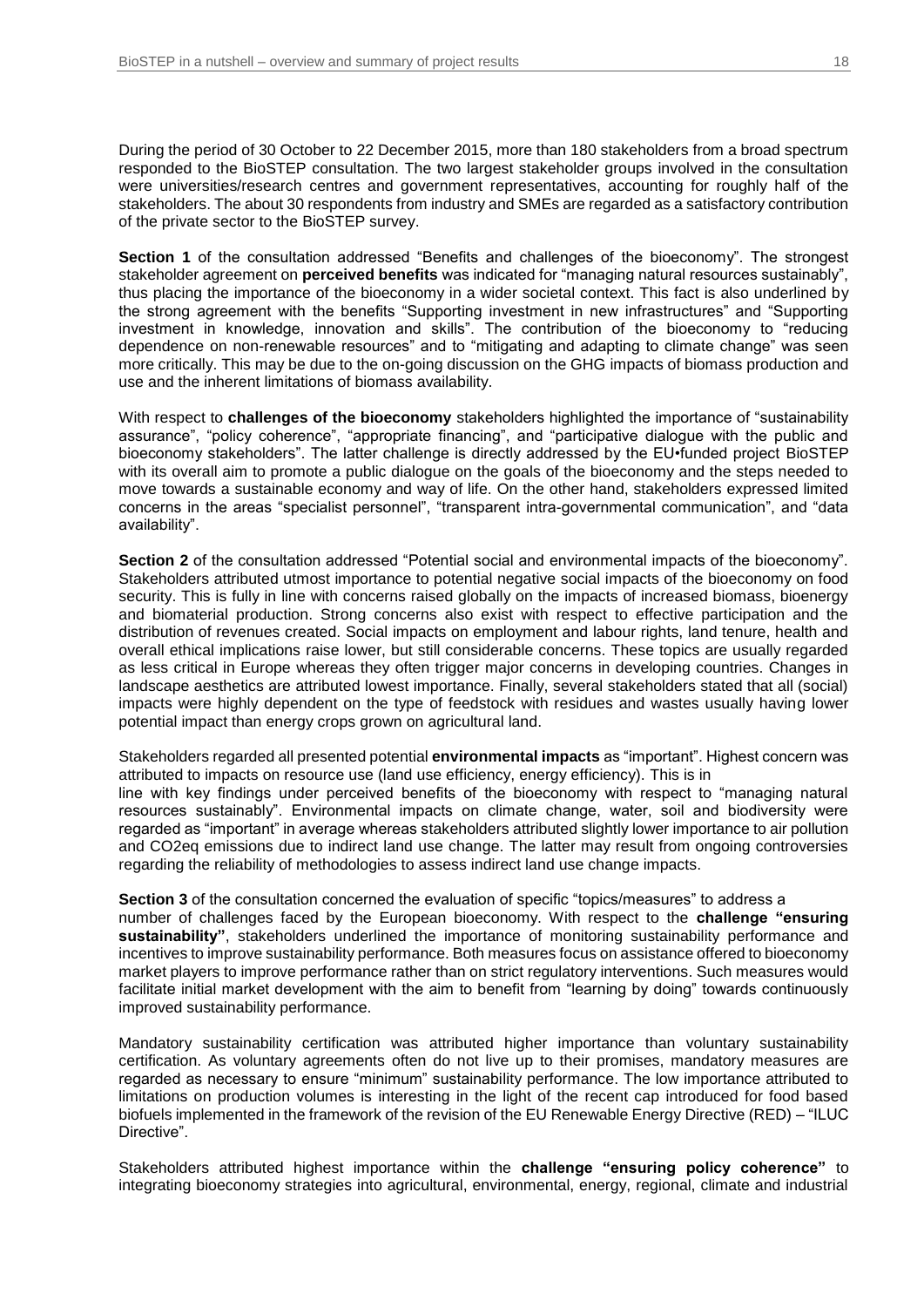During the period of 30 October to 22 December 2015, more than 180 stakeholders from a broad spectrum responded to the BioSTEP consultation. The two largest stakeholder groups involved in the consultation were universities/research centres and government representatives, accounting for roughly half of the stakeholders. The about 30 respondents from industry and SMEs are regarded as a satisfactory contribution of the private sector to the BioSTEP survey.

**Section 1** of the consultation addressed "Benefits and challenges of the bioeconomy". The strongest stakeholder agreement on **perceived benefits** was indicated for "managing natural resources sustainably", thus placing the importance of the bioeconomy in a wider societal context. This fact is also underlined by the strong agreement with the benefits "Supporting investment in new infrastructures" and "Supporting investment in knowledge, innovation and skills". The contribution of the bioeconomy to "reducing dependence on non-renewable resources" and to "mitigating and adapting to climate change" was seen more critically. This may be due to the on-going discussion on the GHG impacts of biomass production and use and the inherent limitations of biomass availability.

With respect to **challenges of the bioeconomy** stakeholders highlighted the importance of "sustainability assurance", "policy coherence", "appropriate financing", and "participative dialogue with the public and bioeconomy stakeholders". The latter challenge is directly addressed by the EU•funded project BioSTEP with its overall aim to promote a public dialogue on the goals of the bioeconomy and the steps needed to move towards a sustainable economy and way of life. On the other hand, stakeholders expressed limited concerns in the areas "specialist personnel", "transparent intra-governmental communication", and "data availability".

**Section 2** of the consultation addressed "Potential social and environmental impacts of the bioeconomy". Stakeholders attributed utmost importance to potential negative social impacts of the bioeconomy on food security. This is fully in line with concerns raised globally on the impacts of increased biomass, bioenergy and biomaterial production. Strong concerns also exist with respect to effective participation and the distribution of revenues created. Social impacts on employment and labour rights, land tenure, health and overall ethical implications raise lower, but still considerable concerns. These topics are usually regarded as less critical in Europe whereas they often trigger major concerns in developing countries. Changes in landscape aesthetics are attributed lowest importance. Finally, several stakeholders stated that all (social) impacts were highly dependent on the type of feedstock with residues and wastes usually having lower potential impact than energy crops grown on agricultural land.

Stakeholders regarded all presented potential **environmental impacts** as "important". Highest concern was attributed to impacts on resource use (land use efficiency, energy efficiency). This is in line with key findings under perceived benefits of the bioeconomy with respect to "managing natural resources sustainably". Environmental impacts on climate change, water, soil and biodiversity were regarded as "important" in average whereas stakeholders attributed slightly lower importance to air pollution and CO2eq emissions due to indirect land use change. The latter may result from ongoing controversies regarding the reliability of methodologies to assess indirect land use change impacts.

**Section 3** of the consultation concerned the evaluation of specific "topics/measures" to address a number of challenges faced by the European bioeconomy. With respect to the **challenge "ensuring sustainability"**, stakeholders underlined the importance of monitoring sustainability performance and incentives to improve sustainability performance. Both measures focus on assistance offered to bioeconomy market players to improve performance rather than on strict regulatory interventions. Such measures would facilitate initial market development with the aim to benefit from "learning by doing" towards continuously improved sustainability performance.

Mandatory sustainability certification was attributed higher importance than voluntary sustainability certification. As voluntary agreements often do not live up to their promises, mandatory measures are regarded as necessary to ensure "minimum" sustainability performance. The low importance attributed to limitations on production volumes is interesting in the light of the recent cap introduced for food based biofuels implemented in the framework of the revision of the EU Renewable Energy Directive (RED) – "ILUC Directive".

Stakeholders attributed highest importance within the **challenge "ensuring policy coherence"** to integrating bioeconomy strategies into agricultural, environmental, energy, regional, climate and industrial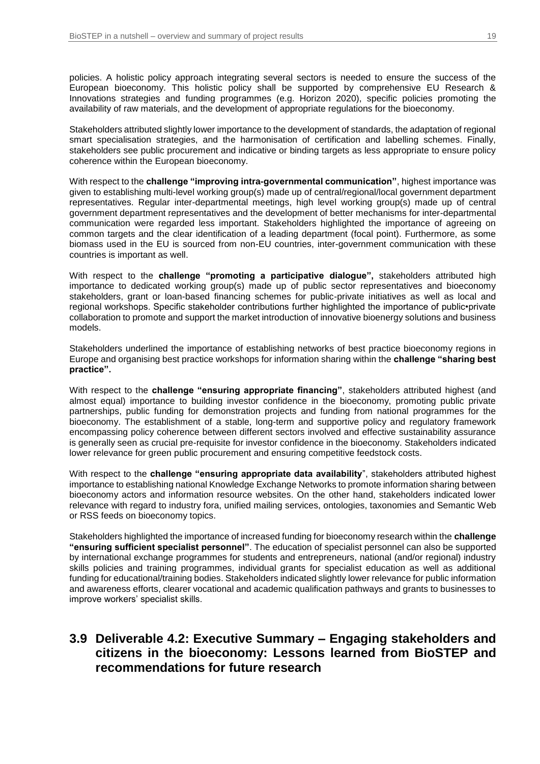policies. A holistic policy approach integrating several sectors is needed to ensure the success of the European bioeconomy. This holistic policy shall be supported by comprehensive EU Research & Innovations strategies and funding programmes (e.g. Horizon 2020), specific policies promoting the availability of raw materials, and the development of appropriate regulations for the bioeconomy.

Stakeholders attributed slightly lower importance to the development of standards, the adaptation of regional smart specialisation strategies, and the harmonisation of certification and labelling schemes. Finally, stakeholders see public procurement and indicative or binding targets as less appropriate to ensure policy coherence within the European bioeconomy.

With respect to the **challenge "improving intra-governmental communication"**, highest importance was given to establishing multi-level working group(s) made up of central/regional/local government department representatives. Regular inter-departmental meetings, high level working group(s) made up of central government department representatives and the development of better mechanisms for inter-departmental communication were regarded less important. Stakeholders highlighted the importance of agreeing on common targets and the clear identification of a leading department (focal point). Furthermore, as some biomass used in the EU is sourced from non-EU countries, inter-government communication with these countries is important as well.

With respect to the **challenge "promoting a participative dialogue",** stakeholders attributed high importance to dedicated working group(s) made up of public sector representatives and bioeconomy stakeholders, grant or loan-based financing schemes for public-private initiatives as well as local and regional workshops. Specific stakeholder contributions further highlighted the importance of public•private collaboration to promote and support the market introduction of innovative bioenergy solutions and business models.

Stakeholders underlined the importance of establishing networks of best practice bioeconomy regions in Europe and organising best practice workshops for information sharing within the **challenge "sharing best practice".**

With respect to the **challenge "ensuring appropriate financing"**, stakeholders attributed highest (and almost equal) importance to building investor confidence in the bioeconomy, promoting public private partnerships, public funding for demonstration projects and funding from national programmes for the bioeconomy. The establishment of a stable, long-term and supportive policy and regulatory framework encompassing policy coherence between different sectors involved and effective sustainability assurance is generally seen as crucial pre-requisite for investor confidence in the bioeconomy. Stakeholders indicated lower relevance for green public procurement and ensuring competitive feedstock costs.

With respect to the **challenge "ensuring appropriate data availability**", stakeholders attributed highest importance to establishing national Knowledge Exchange Networks to promote information sharing between bioeconomy actors and information resource websites. On the other hand, stakeholders indicated lower relevance with regard to industry fora, unified mailing services, ontologies, taxonomies and Semantic Web or RSS feeds on bioeconomy topics.

Stakeholders highlighted the importance of increased funding for bioeconomy research within the **challenge "ensuring sufficient specialist personnel"**. The education of specialist personnel can also be supported by international exchange programmes for students and entrepreneurs, national (and/or regional) industry skills policies and training programmes, individual grants for specialist education as well as additional funding for educational/training bodies. Stakeholders indicated slightly lower relevance for public information and awareness efforts, clearer vocational and academic qualification pathways and grants to businesses to improve workers' specialist skills.

## 3.9 Deliverable 4.2: Executive Summary – Engaging stakeholders and citizens in the bioeconomy: Lessons learned from BioSTEP and recommendations for future research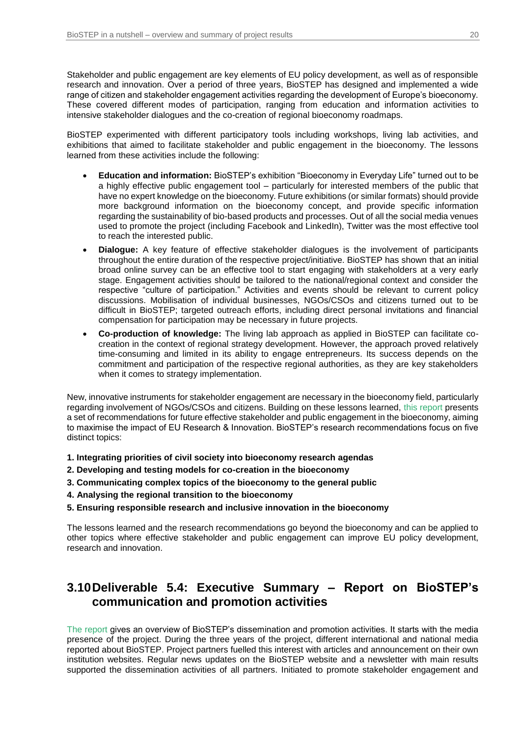Stakeholder and public engagement are key elements of EU policy development, as well as of responsible research and innovation. Over a period of three years, BioSTEP has designed and implemented a wide range of citizen and stakeholder engagement activities regarding the development of Europe's bioeconomy. These covered different modes of participation, ranging from education and information activities to intensive stakeholder dialogues and the co-creation of regional bioeconomy roadmaps.

BioSTEP experimented with different participatory tools including workshops, living lab activities, and exhibitions that aimed to facilitate stakeholder and public engagement in the bioeconomy. The lessons learned from these activities include the following:

- **Education and information:** BioSTEP's exhibition "Bioeconomy in Everyday Life" turned out to be a highly effective public engagement tool – particularly for interested members of the public that have no expert knowledge on the bioeconomy. Future exhibitions (or similar formats) should provide more background information on the bioeconomy concept, and provide specific information regarding the sustainability of bio-based products and processes. Out of all the social media venues used to promote the project (including Facebook and LinkedIn), Twitter was the most effective tool to reach the interested public.
- **Dialogue:** A key feature of effective stakeholder dialogues is the involvement of participants throughout the entire duration of the respective project/initiative. BioSTEP has shown that an initial broad online survey can be an effective tool to start engaging with stakeholders at a very early stage. Engagement activities should be tailored to the national/regional context and consider the respective "culture of participation." Activities and events should be relevant to current policy discussions. Mobilisation of individual businesses, NGOs/CSOs and citizens turned out to be difficult in BioSTEP; targeted outreach efforts, including direct personal invitations and financial compensation for participation may be necessary in future projects.
- **Co-production of knowledge:** The living lab approach as applied in BioSTEP can facilitate co-creation in the context of regional strategy development. However, the approach proved relatively time-consuming and limited in its ability to engage entrepreneurs. Its success depends on the commitment and participation of the respective regional authorities, as they are key stakeholders when it comes to strategy implementation.

New, innovative instruments for stakeholder engagement are necessary in the bioeconomy field, particularly regarding involvement of NGOs/CSOs and citizens. Building on these lessons learned, this report presents a set of recommendations for future effective stakeholder and public engagement in the bioeconomy, aiming to maximise the impact of EU Research & Innovation. BioSTEP's research recommendations focus on five distinct topics:

**1. Integrating priorities of civil society into bioeconomy research agendas**

**2. Developing and testing models for co-creation in the bioeconomy**

**3. Communicating complex topics of the bioeconomy to the general public**

**4. Analysing the regional transition to the bioeconomy**

**5. Ensuring responsible research and inclusive innovation in the bioeconomy**

The lessons learned and the research recommendations go beyond the bioeconomy and can be applied to other topics where effective stakeholder and public engagement can improve EU policy development, research and innovation.

## 3.10 Deliverable 5.4: Executive Summary – Report on BioSTEP's communication and promotion activities

The report gives an overview of BioSTEP's dissemination and promotion activities. It starts with the media presence of the project. During the three years of the project, different international and national media reported about BioSTEP. Project partners fuelled this interest with articles and announcement on their own institution websites. Regular news updates on the BioSTEP website and a newsletter with main results supported the dissemination activities of all partners. Initiated to promote stakeholder engagement and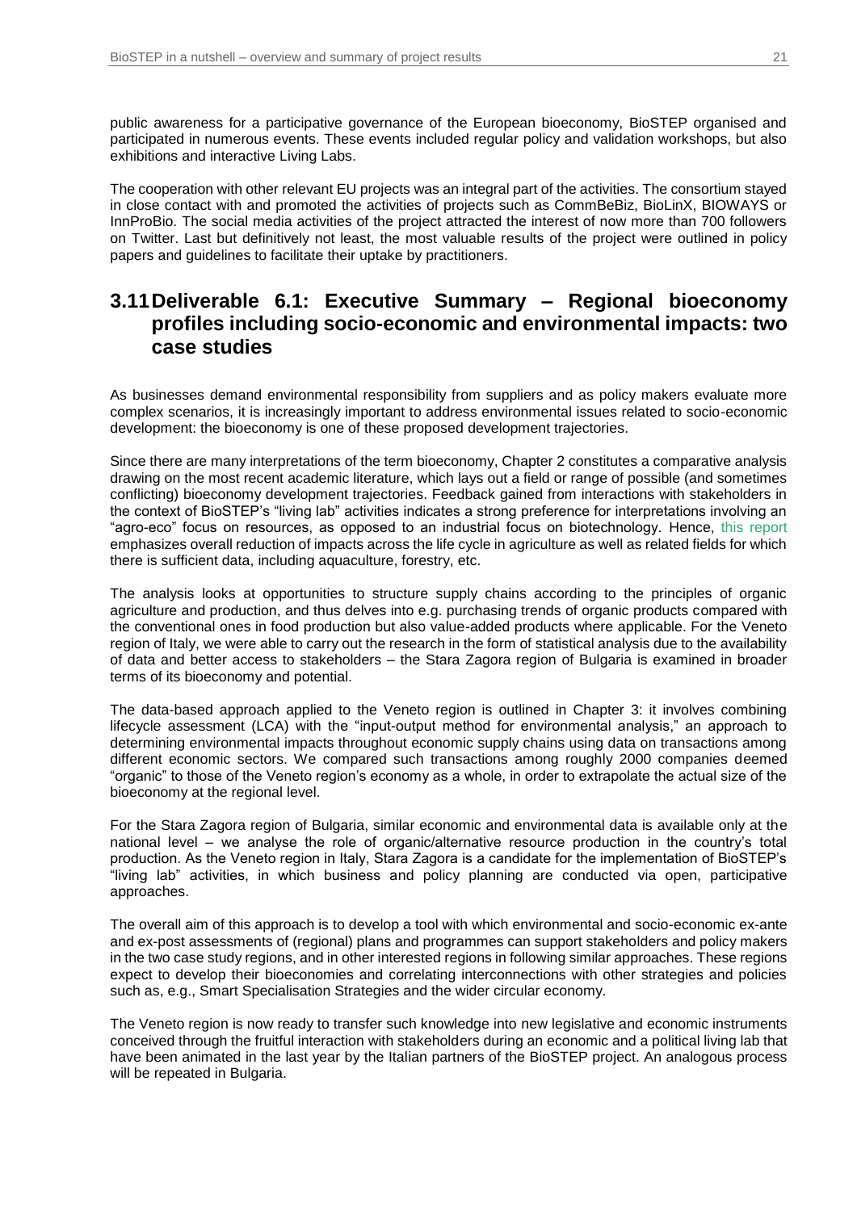public awareness for a participative governance of the European bioeconomy, BioSTEP organised and participated in numerous events. These events included regular policy and validation workshops, but also exhibitions and interactive Living Labs.

The cooperation with other relevant EU projects was an integral part of the activities. The consortium stayed in close contact with and promoted the activities of projects such as CommBeBiz, BioLinX, BIOWAYS or InnProBio. The social media activities of the project attracted the interest of now more than 700 followers on Twitter. Last but definitively not least, the most valuable results of the project were outlined in policy papers and guidelines to facilitate their uptake by practitioners.

## 3.11 Deliverable 6.1: Executive Summary – Regional bioeconomy profiles including socio-economic and environmental impacts: two case studies

As businesses demand environmental responsibility from suppliers and as policy makers evaluate more complex scenarios, it is increasingly important to address environmental issues related to socio-economic development: the bioeconomy is one of these proposed development trajectories.

Since there are many interpretations of the term bioeconomy, Chapter 2 constitutes a comparative analysis drawing on the most recent academic literature, which lays out a field or range of possible (and sometimes conflicting) bioeconomy development trajectories. Feedback gained from interactions with stakeholders in the context of BioSTEP's "living lab" activities indicates a strong preference for interpretations involving an "agro-eco" focus on resources, as opposed to an industrial focus on biotechnology. Hence, this report emphasizes overall reduction of impacts across the life cycle in agriculture as well as related fields for which there is sufficient data, including aquaculture, forestry, etc.

The analysis looks at opportunities to structure supply chains according to the principles of organic agriculture and production, and thus delves into e.g. purchasing trends of organic products compared with the conventional ones in food production but also value-added products where applicable. For the Veneto region of Italy, we were able to carry out the research in the form of statistical analysis due to the availability of data and better access to stakeholders – the Stara Zagora region of Bulgaria is examined in broader terms of its bioeconomy and potential.

The data-based approach applied to the Veneto region is outlined in Chapter 3: it involves combining lifecycle assessment (LCA) with the "input-output method for environmental analysis," an approach to determining environmental impacts throughout economic supply chains using data on transactions among different economic sectors. We compared such transactions among roughly 2000 companies deemed "organic" to those of the Veneto region's economy as a whole, in order to extrapolate the actual size of the bioeconomy at the regional level.

For the Stara Zagora region of Bulgaria, similar economic and environmental data is available only at the national level – we analyse the role of organic/alternative resource production in the country's total production. As the Veneto region in Italy, Stara Zagora is a candidate for the implementation of BioSTEP's "living lab" activities, in which business and policy planning are conducted via open, participative approaches.

The overall aim of this approach is to develop a tool with which environmental and socio-economic ex-ante and ex-post assessments of (regional) plans and programmes can support stakeholders and policy makers in the two case study regions, and in other interested regions in following similar approaches. These regions expect to develop their bioeconomies and correlating interconnections with other strategies and policies such as, e.g., Smart Specialisation Strategies and the wider circular economy.

The Veneto region is now ready to transfer such knowledge into new legislative and economic instruments conceived through the fruitful interaction with stakeholders during an economic and a political living lab that have been animated in the last year by the Italian partners of the BioSTEP project. An analogous process will be repeated in Bulgaria.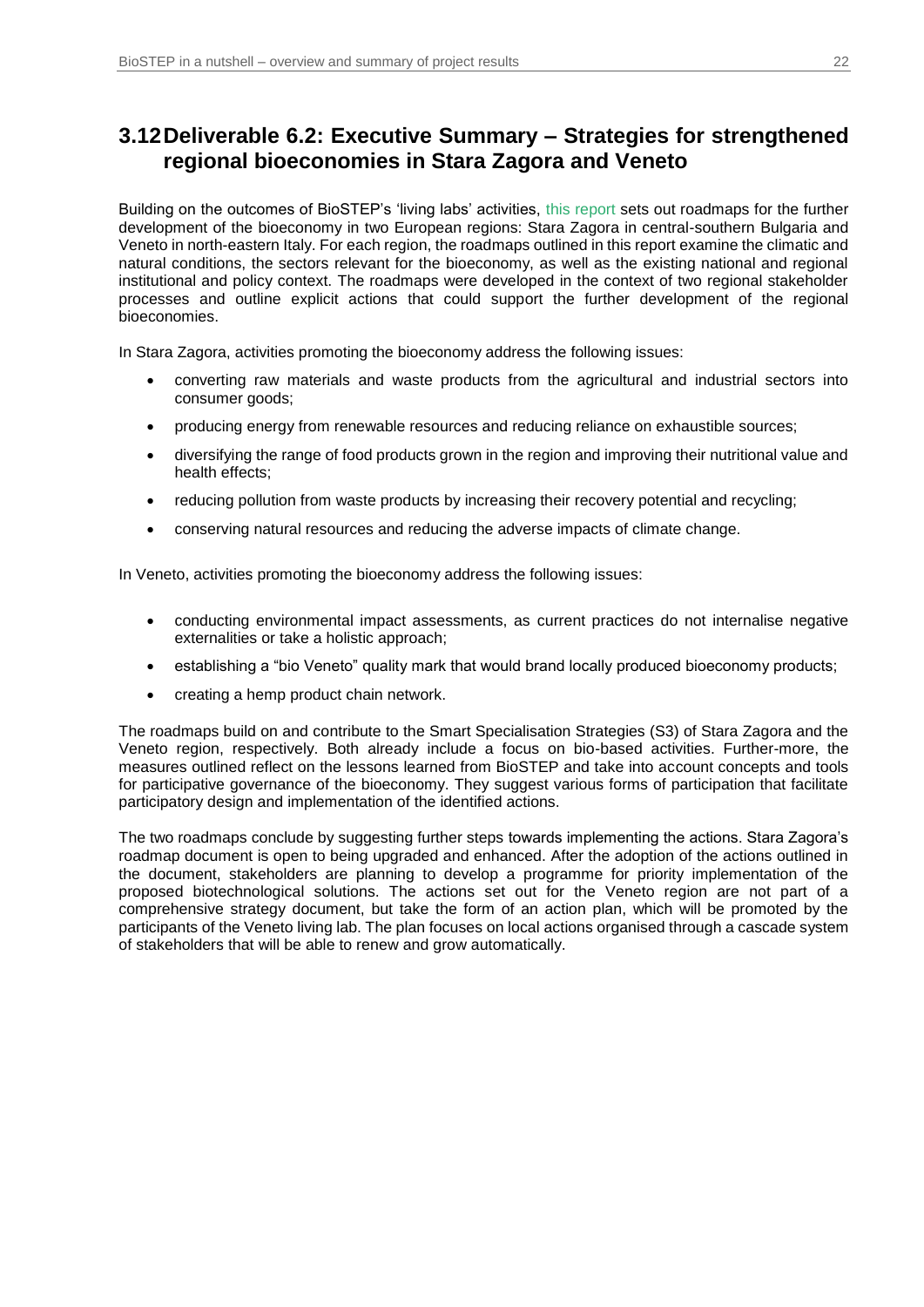## 3.12 Deliverable 6.2: Executive Summary – Strategies for strengthened regional bioeconomies in Stara Zagora and Veneto

Building on the outcomes of BioSTEP's 'living labs' activities, this report sets out roadmaps for the further development of the bioeconomy in two European regions: Stara Zagora in central-southern Bulgaria and Veneto in north-eastern Italy. For each region, the roadmaps outlined in this report examine the climatic and natural conditions, the sectors relevant for the bioeconomy, as well as the existing national and regional institutional and policy context. The roadmaps were developed in the context of two regional stakeholder processes and outline explicit actions that could support the further development of the regional bioeconomies.

In Stara Zagora, activities promoting the bioeconomy address the following issues:

- converting raw materials and waste products from the agricultural and industrial sectors into consumer goods;
- producing energy from renewable resources and reducing reliance on exhaustible sources;
- diversifying the range of food products grown in the region and improving their nutritional value and health effects;
- reducing pollution from waste products by increasing their recovery potential and recycling;
- conserving natural resources and reducing the adverse impacts of climate change.

In Veneto, activities promoting the bioeconomy address the following issues:

- conducting environmental impact assessments, as current practices do not internalise negative externalities or take a holistic approach;
- establishing a "bio Veneto" quality mark that would brand locally produced bioeconomy products;
- creating a hemp product chain network.

The roadmaps build on and contribute to the Smart Specialisation Strategies (S3) of Stara Zagora and the Veneto region, respectively. Both already include a focus on bio-based activities. Further-more, the measures outlined reflect on the lessons learned from BioSTEP and take into account concepts and tools for participative governance of the bioeconomy. They suggest various forms of participation that facilitate participatory design and implementation of the identified actions.

The two roadmaps conclude by suggesting further steps towards implementing the actions. Stara Zagora's roadmap document is open to being upgraded and enhanced. After the adoption of the actions outlined in the document, stakeholders are planning to develop a programme for priority implementation of the proposed biotechnological solutions. The actions set out for the Veneto region are not part of a comprehensive strategy document, but take the form of an action plan, which will be promoted by the participants of the Veneto living lab. The plan focuses on local actions organised through a cascade system of stakeholders that will be able to renew and grow automatically.